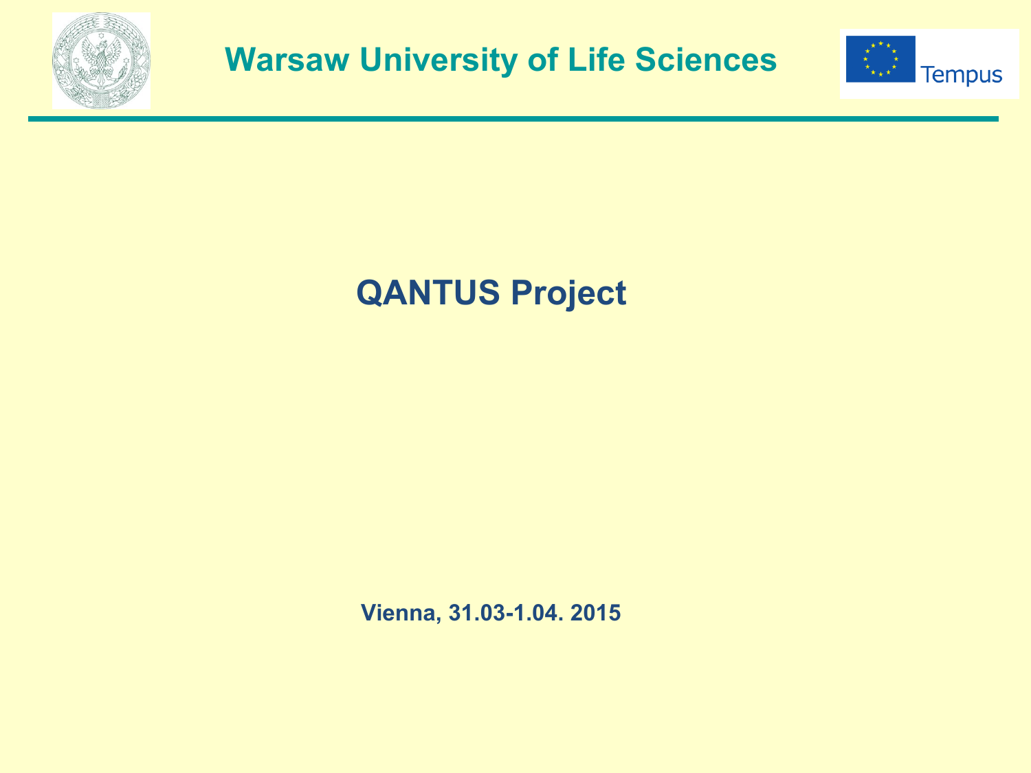**Warsaw University of Life Sciences**

Tempus

# QANTUS Project

**Vienna, 31.03-1.04. 2015**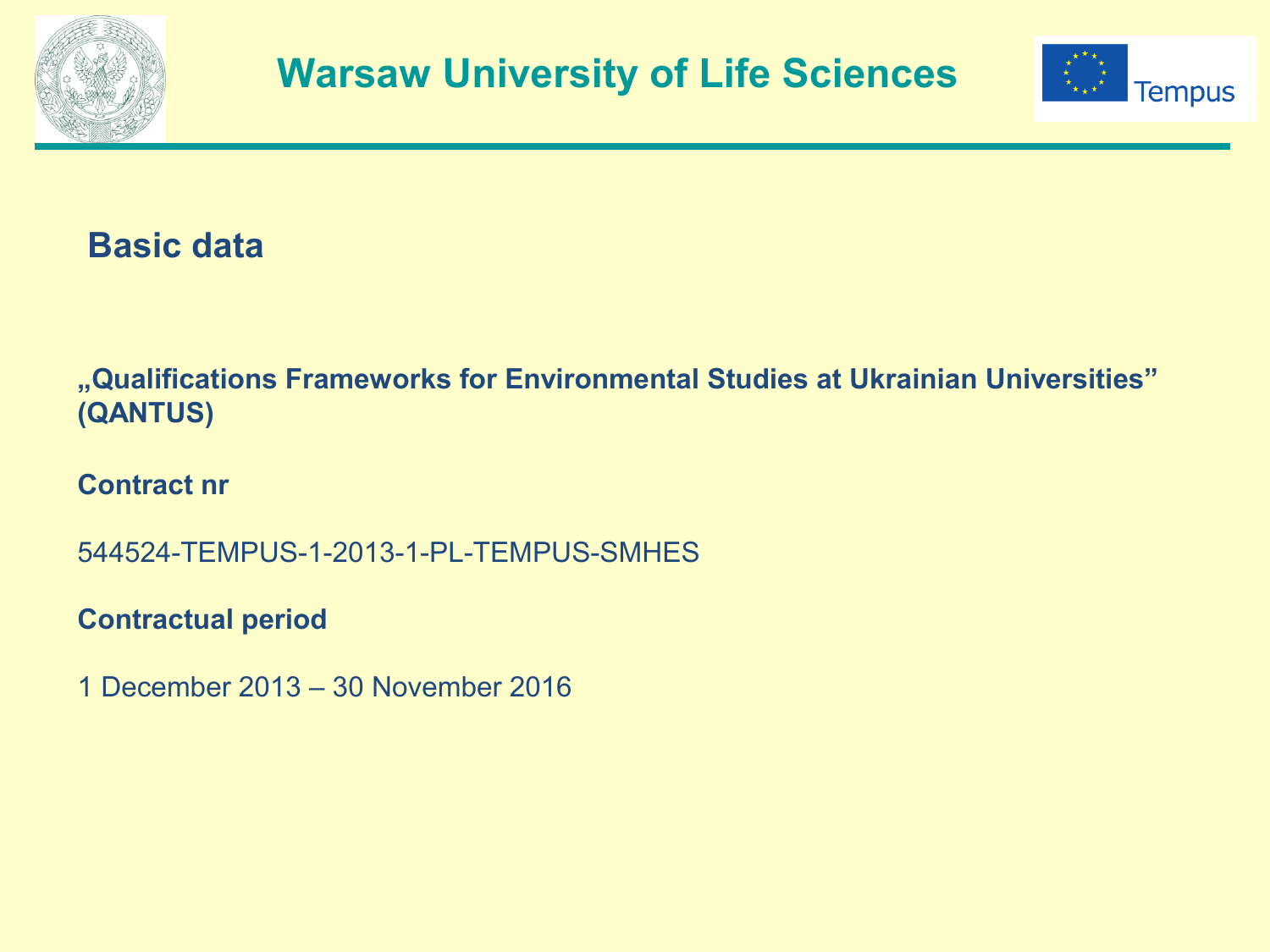# Warsaw University of Life Sciences

## Basic data

**„Qualifications Frameworks for Environmental Studies at Ukrainian Universities" (QANTUS)**

**Contract nr**

544524-TEMPUS-1-2013-1-PL-TEMPUS-SMHES

**Contractual period**

1 December 2013 – 30 November 2016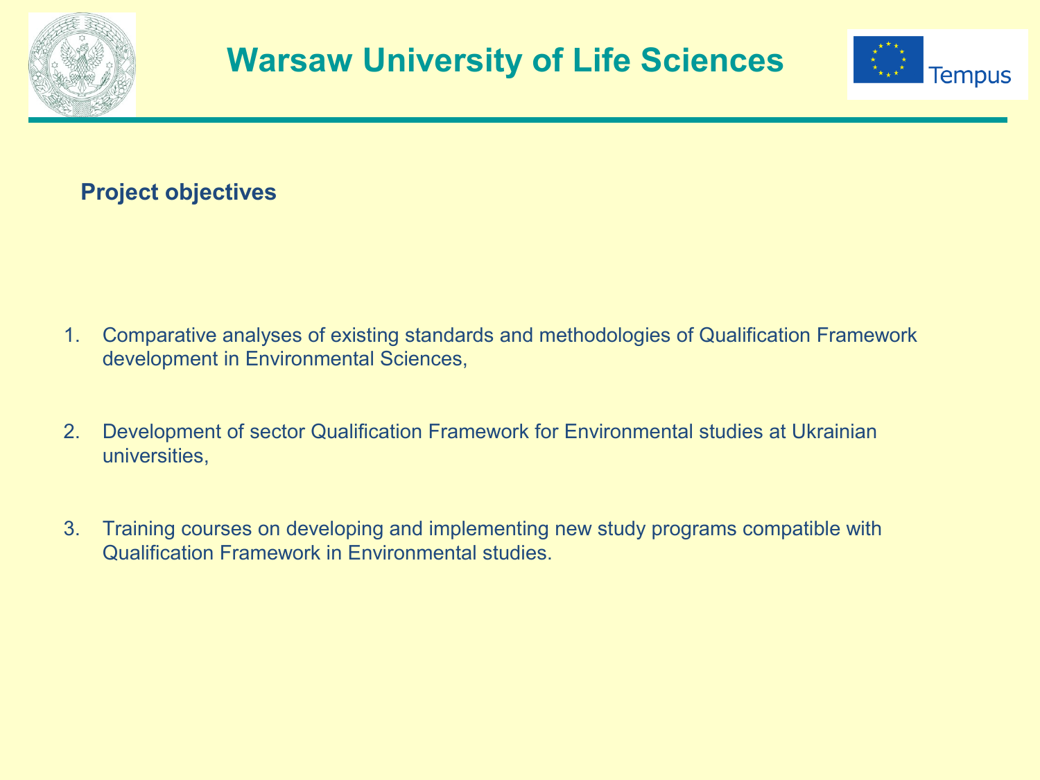# Warsaw University of Life Sciences

## Project objectives

1. Comparative analyses of existing standards and methodologies of Qualification Framework development in Environmental Sciences,
2. Development of sector Qualification Framework for Environmental studies at Ukrainian universities,
3. Training courses on developing and implementing new study programs compatible with Qualification Framework in Environmental studies.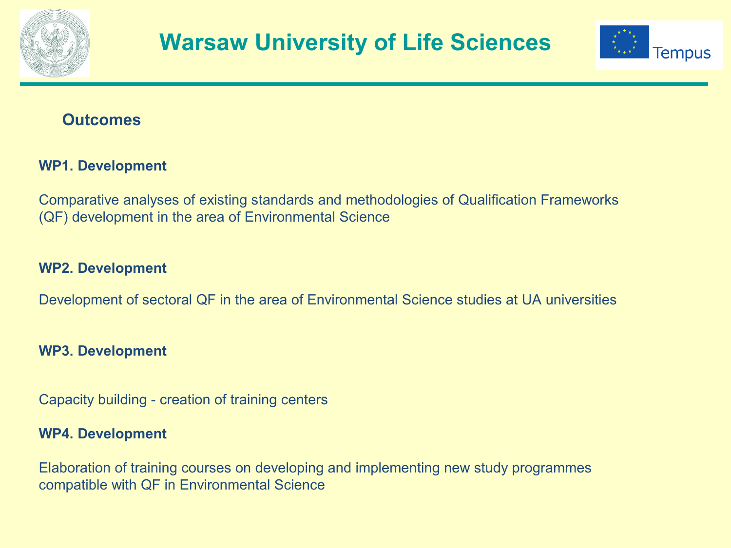## Outcomes

**WP1. Development**

Comparative analyses of existing standards and methodologies of Qualification Frameworks (QF) development in the area of Environmental Science

**WP2. Development**

Development of sectoral QF in the area of Environmental Science studies at UA universities

**WP3. Development**

Capacity building - creation of training centers

**WP4. Development**

Elaboration of training courses on developing and implementing new study programmes compatible with QF in Environmental Science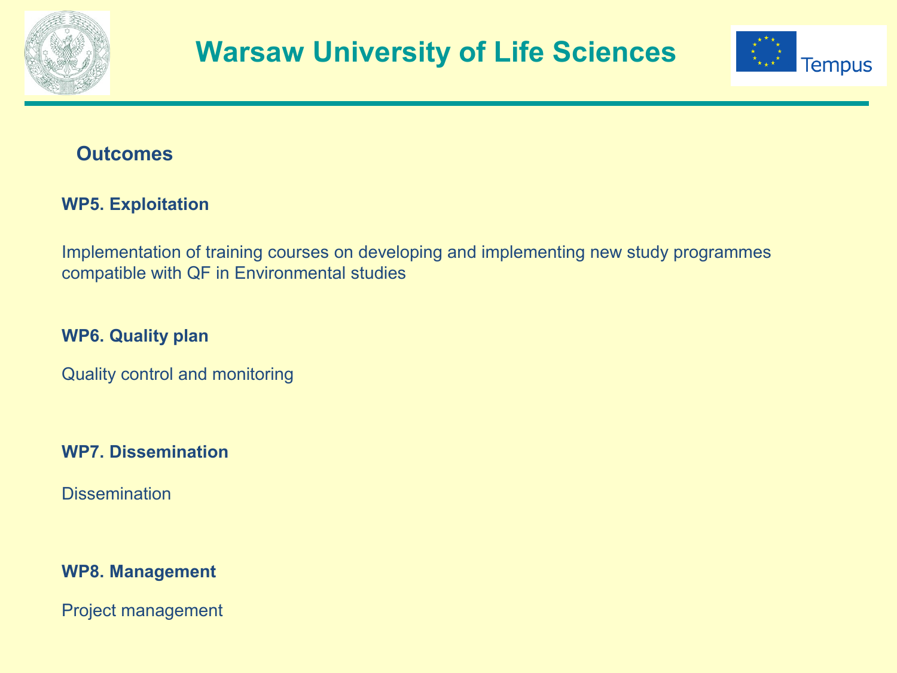# Warsaw University of Life Sciences

## Outcomes

**WP5. Exploitation**

Implementation of training courses on developing and implementing new study programmes compatible with QF in Environmental studies

**WP6. Quality plan**

Quality control and monitoring

**WP7. Dissemination**

Dissemination

**WP8. Management**

Project management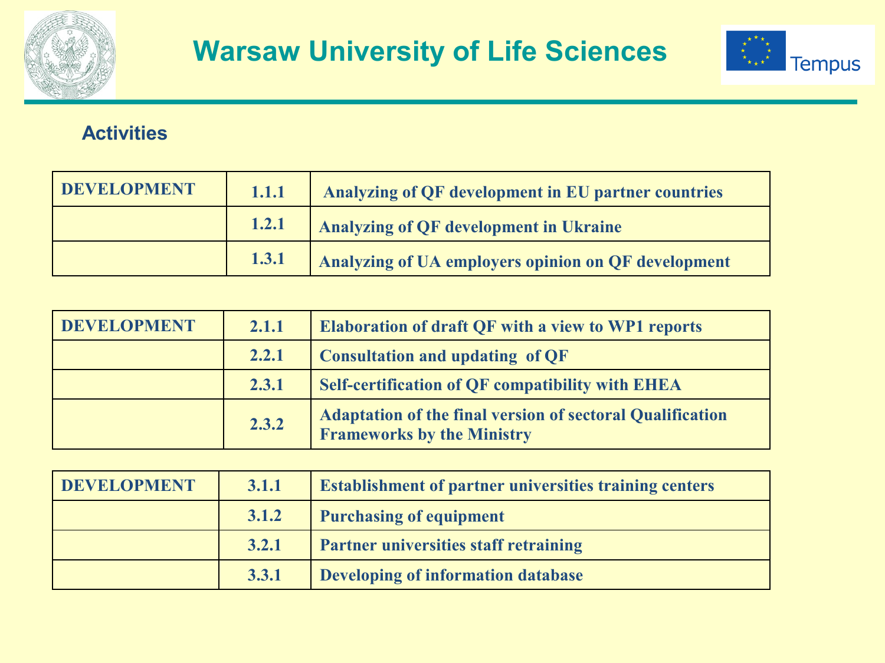# Warsaw University of Life Sciences

## Activities

| DEVELOPMENT | 1.1.1 | Analyzing of QF development in EU partner countries |
|---|---|---|
| | 1.2.1 | Analyzing of QF development in Ukraine |
| | 1.3.1 | Analyzing of UA employers opinion on QF development |

| DEVELOPMENT | 2.1.1 | Elaboration of draft QF with a view to WP1 reports |
|---|---|---|
| | 2.2.1 | Consultation and updating of QF |
| | 2.3.1 | Self-certification of QF compatibility with EHEA |
| | 2.3.2 | Adaptation of the final version of sectoral Qualification Frameworks by the Ministry |

| DEVELOPMENT | 3.1.1 | Establishment of partner universities training centers |
|---|---|---|
| | 3.1.2 | Purchasing of equipment |
| | 3.2.1 | Partner universities staff retraining |
| | 3.3.1 | Developing of information database |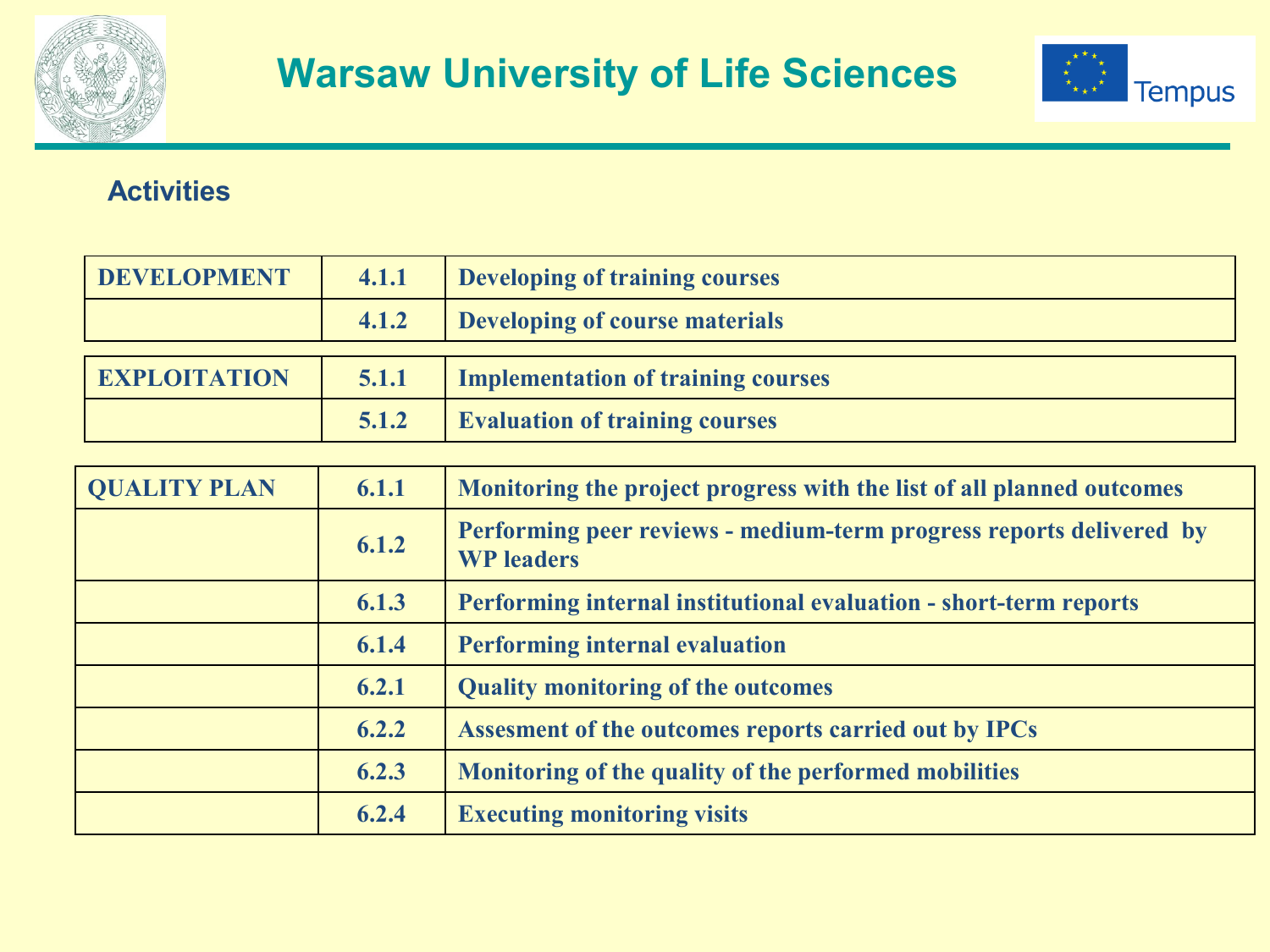## Activities

| | | |
|---|---|---|
| **DEVELOPMENT** | **4.1.1** | **Developing of training courses** |
| | **4.1.2** | **Developing of course materials** |
| **EXPLOITATION** | **5.1.1** | **Implementation of training courses** |
| | **5.1.2** | **Evaluation of training courses** |
| **QUALITY PLAN** | **6.1.1** | **Monitoring the project progress with the list of all planned outcomes** |
| | **6.1.2** | **Performing peer reviews - medium-term progress reports delivered by WP leaders** |
| | **6.1.3** | **Performing internal institutional evaluation - short-term reports** |
| | **6.1.4** | **Performing internal evaluation** |
| | **6.2.1** | **Quality monitoring of the outcomes** |
| | **6.2.2** | **Assesment of the outcomes reports carried out by IPCs** |
| | **6.2.3** | **Monitoring of the quality of the performed mobilities** |
| | **6.2.4** | **Executing monitoring visits** |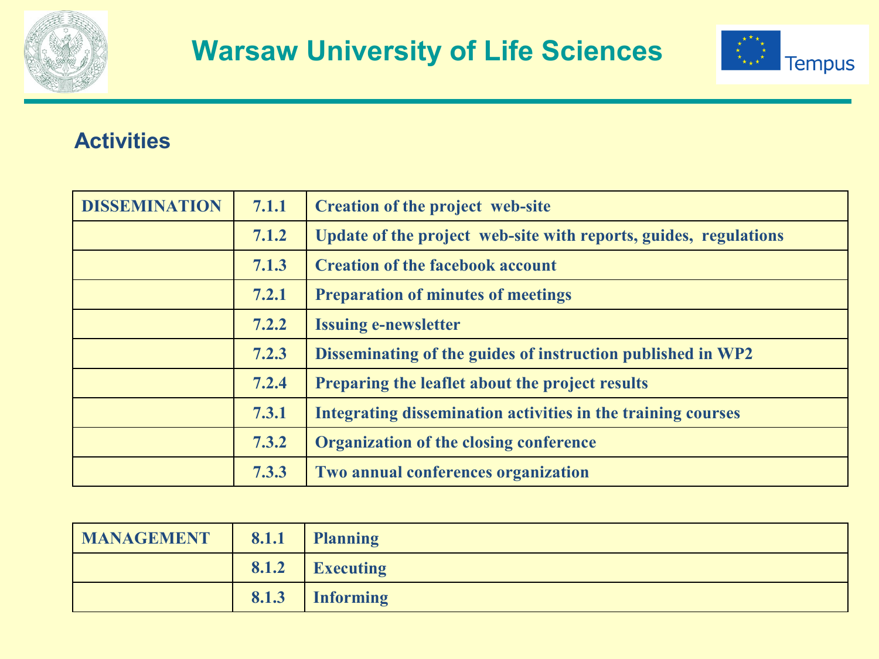## Activities

| DISSEMINATION | 7.1.1 | Creation of the project web-site |
|---|---|---|
| | 7.1.2 | Update of the project web-site with reports, guides, regulations |
| | 7.1.3 | Creation of the facebook account |
| | 7.2.1 | Preparation of minutes of meetings |
| | 7.2.2 | Issuing e-newsletter |
| | 7.2.3 | Disseminating of the guides of instruction published in WP2 |
| | 7.2.4 | Preparing the leaflet about the project results |
| | 7.3.1 | Integrating dissemination activities in the training courses |
| | 7.3.2 | Organization of the closing conference |
| | 7.3.3 | Two annual conferences organization |

| MANAGEMENT | 8.1.1 | Planning |
|---|---|---|
| | 8.1.2 | Executing |
| | 8.1.3 | Informing |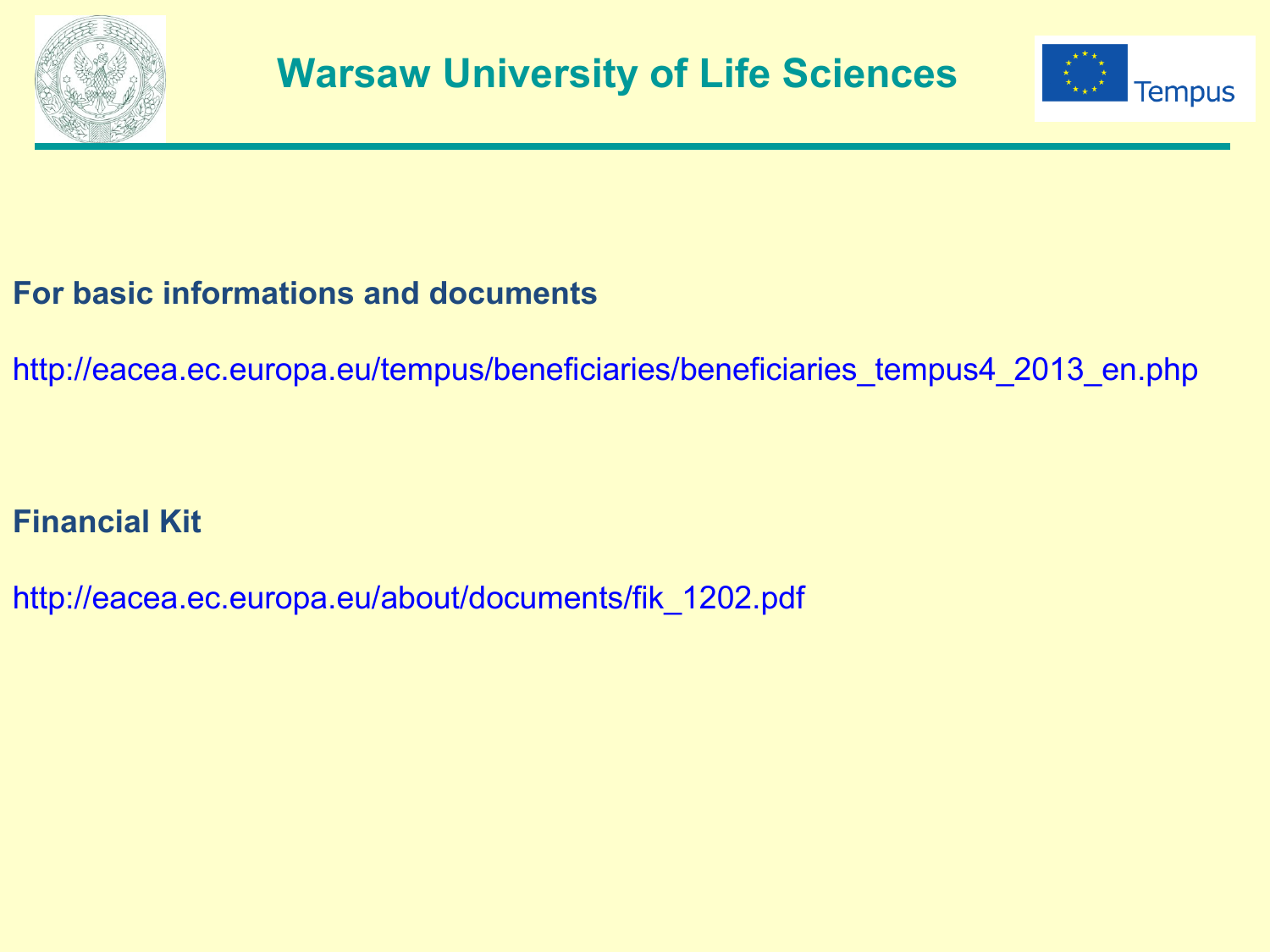# Warsaw University of Life Sciences

**For basic informations and documents**

http://eacea.ec.europa.eu/tempus/beneficiaries/beneficiaries_tempus4_2013_en.php

**Financial Kit**

http://eacea.ec.europa.eu/about/documents/fik_1202.pdf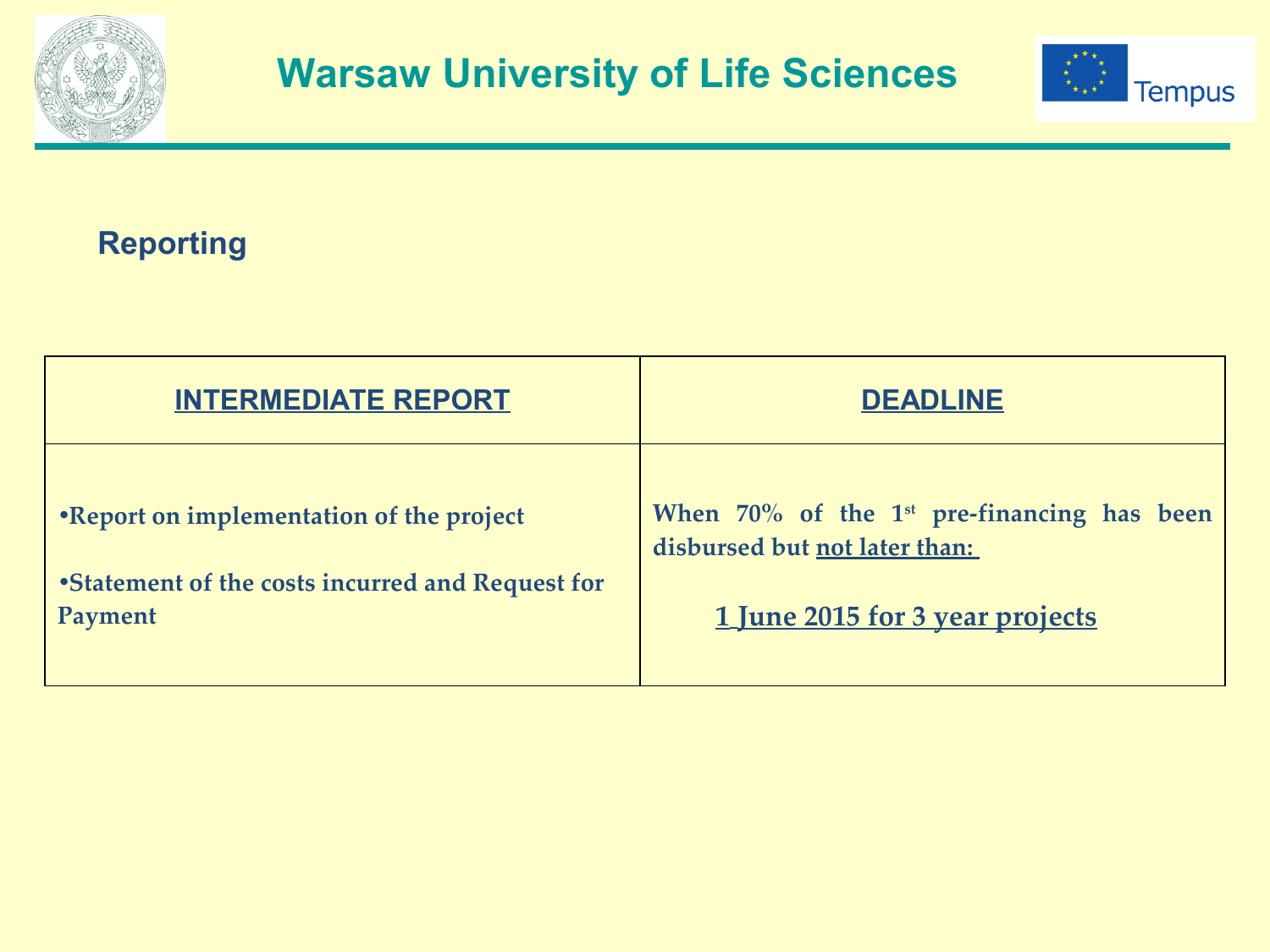# Warsaw University of Life Sciences

## Reporting

| INTERMEDIATE REPORT | DEADLINE |
|---|---|
| •Report on implementation of the project<br><br>•Statement of the costs incurred and Request for Payment | When 70% of the 1st pre-financing has been disbursed but not later than:<br><br>1 June 2015 for 3 year projects |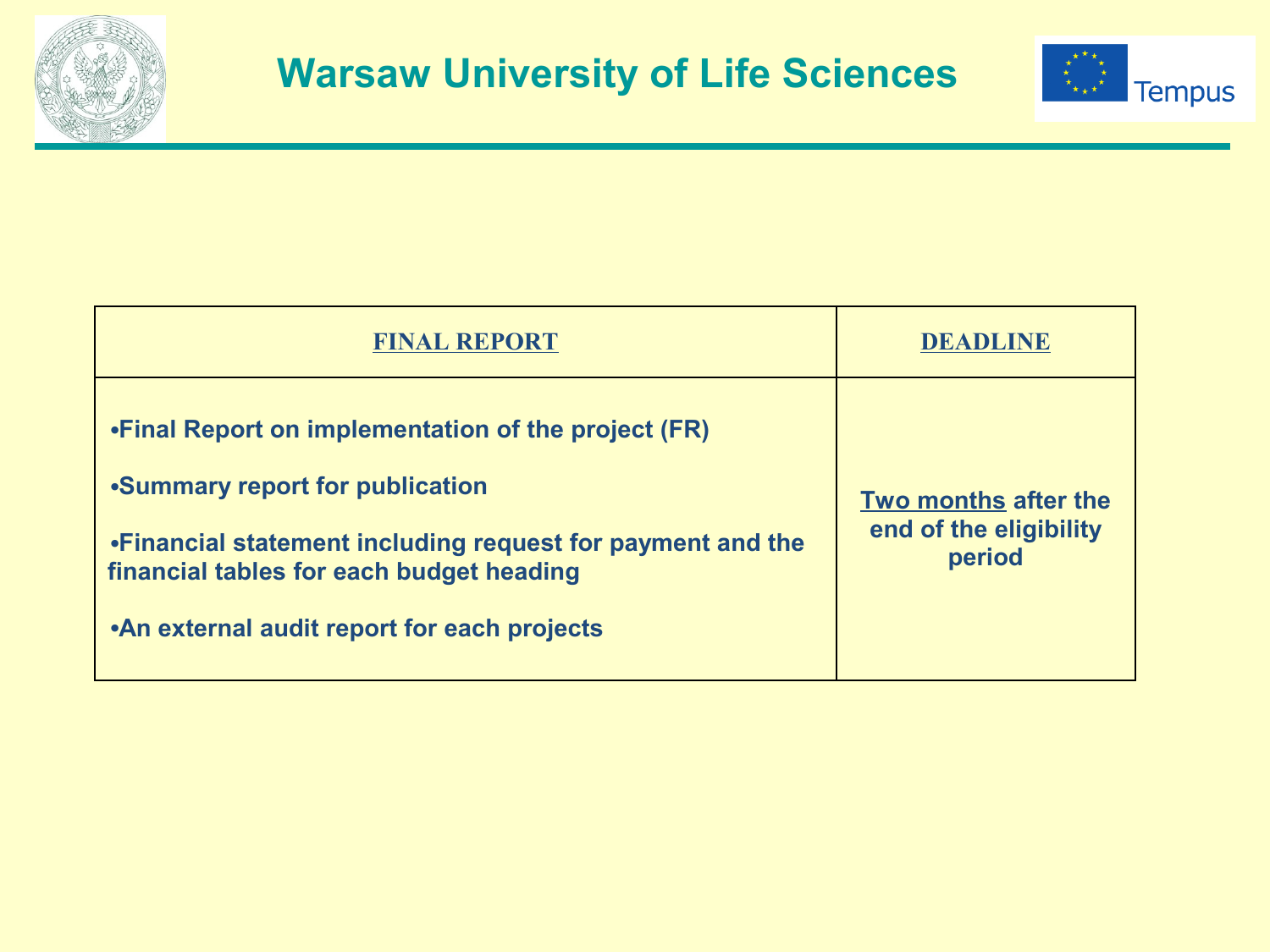# Warsaw University of Life Sciences

| FINAL REPORT | DEADLINE |
| --- | --- |
| •Final Report on implementation of the project (FR)<br>•Summary report for publication<br>•Financial statement including request for payment and the financial tables for each budget heading<br>•An external audit report for each projects | Two months after the end of the eligibility period |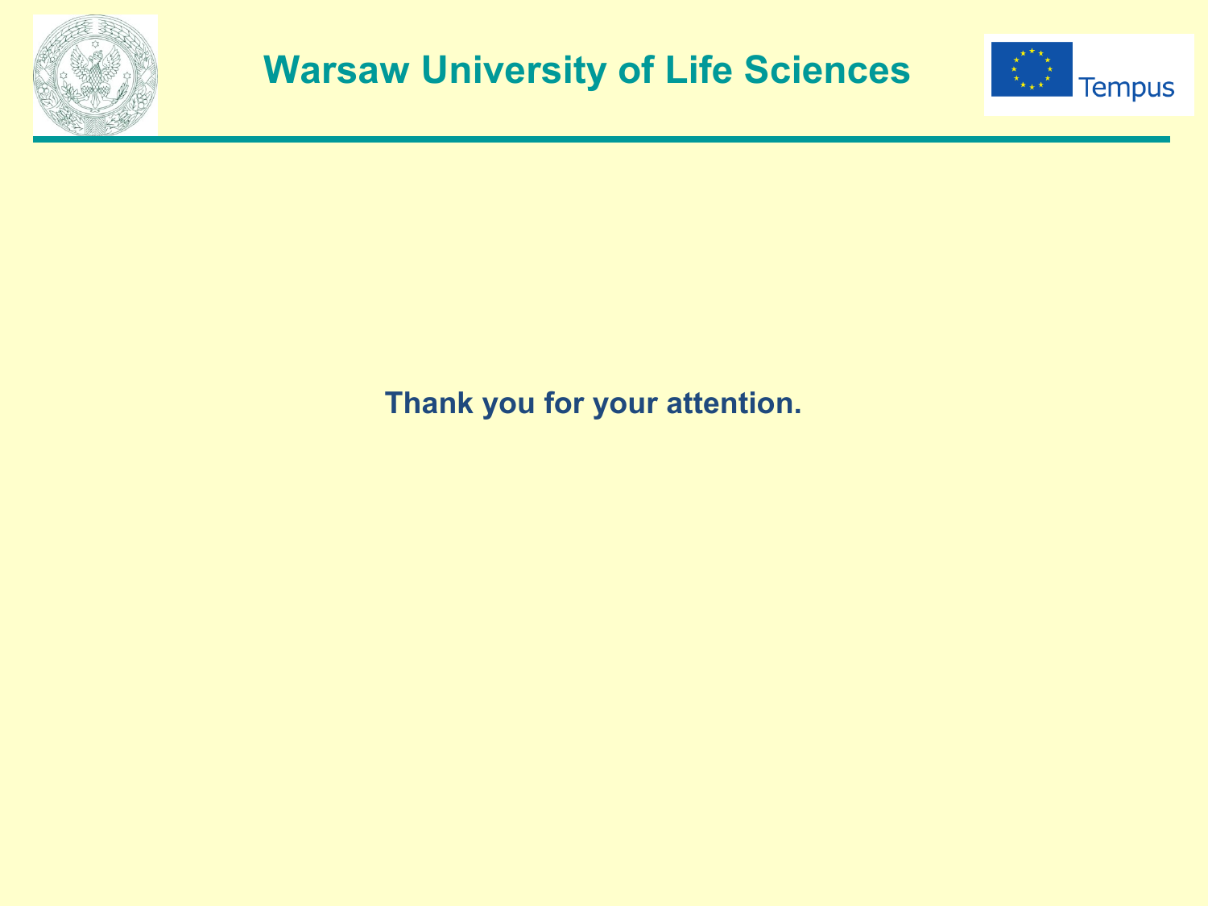Thank you for your attention.